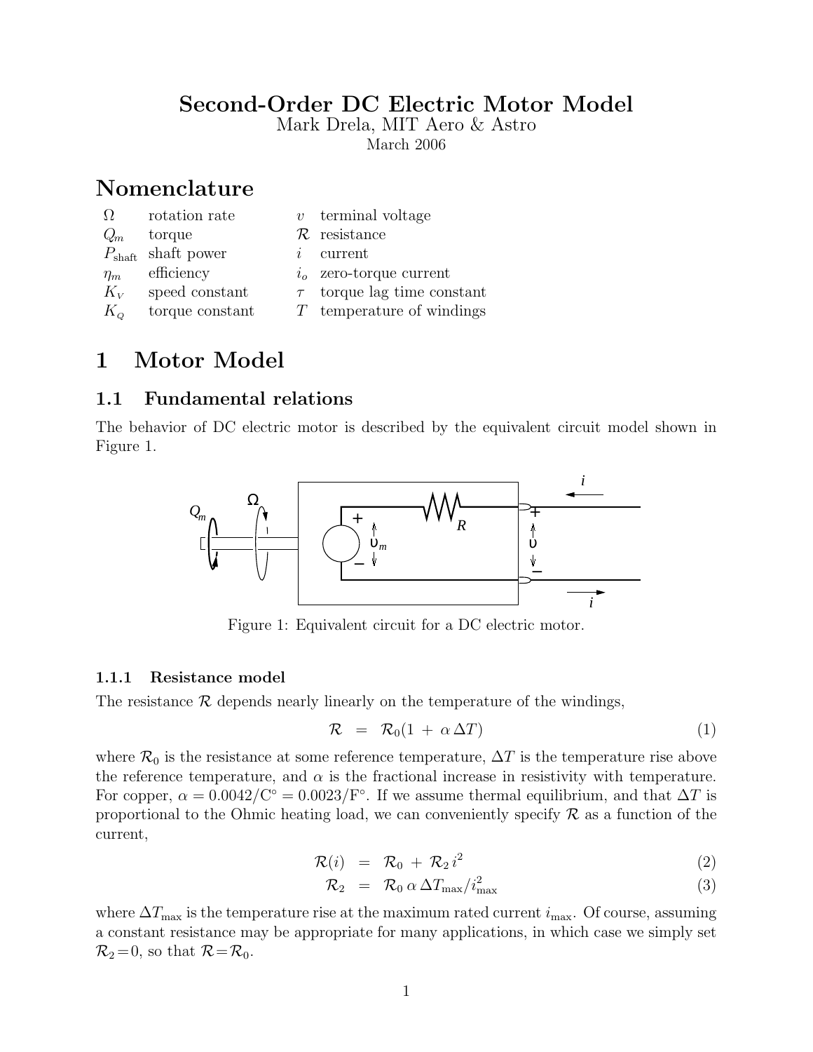# Second-Order DC Electric Motor Model

Mark Drela, MIT Aero & Astro

March 2006

# Nomenclature

| | | | |
|---|---|---|---|
| $\Omega$ | rotation rate | $v$ | terminal voltage |
| $Q_m$ | torque | $\mathcal{R}$ | resistance |
| $P_{\text{shaft}}$ | shaft power | $i$ | current |
| $\eta_m$ | efficiency | $i_o$ | zero-torque current |
| $K_V$ | speed constant | $\tau$ | torque lag time constant |
| $K_Q$ | torque constant | $T$ | temperature of windings |

# 1 Motor Model

## 1.1 Fundamental relations

The behavior of DC electric motor is described by the equivalent circuit model shown in Figure 1.

Figure 1: Equivalent circuit for a DC electric motor.

### 1.1.1 Resistance model

The resistance $\mathcal{R}$ depends nearly linearly on the temperature of the windings,

$$\mathcal{R} \;=\; \mathcal{R}_0(1 \,+\, \alpha\,\Delta T) \tag{1}$$

where $\mathcal{R}_0$ is the resistance at some reference temperature, $\Delta T$ is the temperature rise above the reference temperature, and $\alpha$ is the fractional increase in resistivity with temperature. For copper, $\alpha = 0.0042/\text{C}^\circ = 0.0023/\text{F}^\circ$. If we assume thermal equilibrium, and that $\Delta T$ is proportional to the Ohmic heating load, we can conveniently specify $\mathcal{R}$ as a function of the current,

$$\mathcal{R}(i) \;=\; \mathcal{R}_0 \,+\, \mathcal{R}_2\, i^2 \tag{2}$$

$$\mathcal{R}_2 \;=\; \mathcal{R}_0\, \alpha\, \Delta T_{\max}/i_{\max}^2 \tag{3}$$

where $\Delta T_{\max}$ is the temperature rise at the maximum rated current $i_{\max}$. Of course, assuming a constant resistance may be appropriate for many applications, in which case we simply set $\mathcal{R}_2 = 0$, so that $\mathcal{R} = \mathcal{R}_0$.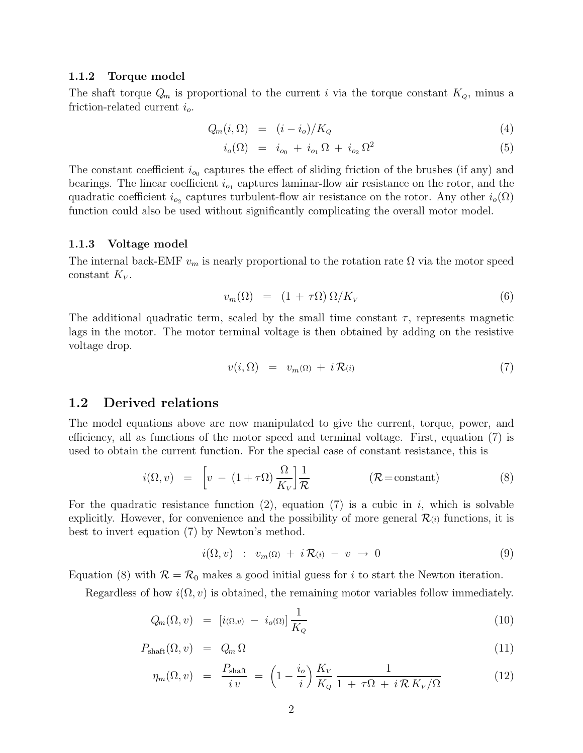### 1.1.2 Torque model

The shaft torque $Q_m$ is proportional to the current $i$ via the torque constant $K_Q$, minus a friction-related current $i_o$.

$$Q_m(i, \Omega) \;=\; (i - i_o)/K_Q \tag{4}$$

$$i_o(\Omega) \;=\; i_{o_0} + i_{o_1}\,\Omega + i_{o_2}\,\Omega^2 \tag{5}$$

The constant coefficient $i_{o_0}$ captures the effect of sliding friction of the brushes (if any) and bearings. The linear coefficient $i_{o_1}$ captures laminar-flow air resistance on the rotor, and the quadratic coefficient $i_{o_2}$ captures turbulent-flow air resistance on the rotor. Any other $i_o(\Omega)$ function could also be used without significantly complicating the overall motor model.

### 1.1.3 Voltage model

The internal back-EMF $v_m$ is nearly proportional to the rotation rate $\Omega$ via the motor speed constant $K_V$.

$$v_m(\Omega) \;=\; (1 + \tau\Omega)\,\Omega/K_V \tag{6}$$

The additional quadratic term, scaled by the small time constant $\tau$, represents magnetic lags in the motor. The motor terminal voltage is then obtained by adding on the resistive voltage drop.

$$v(i, \Omega) \;=\; v_{m(\Omega)} + i\,\mathcal{R}_{(i)} \tag{7}$$

## 1.2 Derived relations

The model equations above are now manipulated to give the current, torque, power, and efficiency, all as functions of the motor speed and terminal voltage. First, equation (7) is used to obtain the current function. For the special case of constant resistance, this is

$$i(\Omega, v) \;=\; \left[v - (1 + \tau\Omega)\,\frac{\Omega}{K_V}\right]\frac{1}{\mathcal{R}} \qquad\qquad (\mathcal{R} = \text{constant}) \tag{8}$$

For the quadratic resistance function (2), equation (7) is a cubic in $i$, which is solvable explicitly. However, for convenience and the possibility of more general $\mathcal{R}_{(i)}$ functions, it is best to invert equation (7) by Newton's method.

$$i(\Omega, v) \;:\; v_{m(\Omega)} + i\,\mathcal{R}_{(i)} - v \;\rightarrow\; 0 \tag{9}$$

Equation (8) with $\mathcal{R} = \mathcal{R}_0$ makes a good initial guess for $i$ to start the Newton iteration.

Regardless of how $i(\Omega, v)$ is obtained, the remaining motor variables follow immediately.

$$Q_m(\Omega, v) \;=\; \left[i_{(\Omega,v)} - i_{o(\Omega)}\right]\frac{1}{K_Q} \tag{10}$$

$$P_{\text{shaft}}(\Omega, v) \;=\; Q_m\,\Omega \tag{11}$$

$$\eta_m(\Omega, v) \;=\; \frac{P_{\text{shaft}}}{i\,v} \;=\; \left(1 - \frac{i_o}{i}\right)\frac{K_V}{K_Q}\,\frac{1}{1 + \tau\Omega + i\,\mathcal{R}\,K_V/\Omega} \tag{12}$$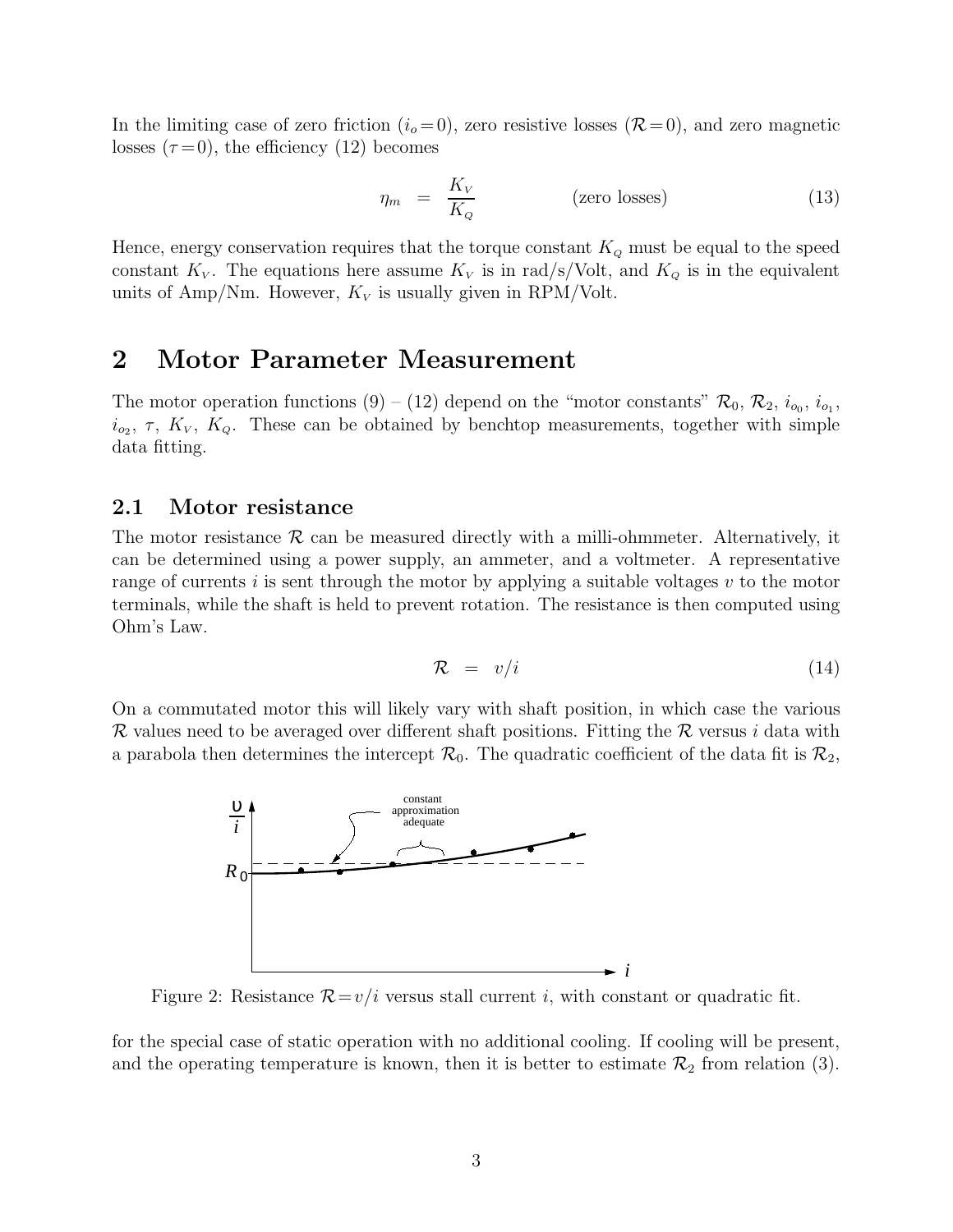In the limiting case of zero friction ($i_o = 0$), zero resistive losses ($\mathcal{R} = 0$), and zero magnetic losses ($\tau = 0$), the efficiency (12) becomes

$$\eta_m = \frac{K_V}{K_Q} \qquad \text{(zero losses)} \tag{13}$$

Hence, energy conservation requires that the torque constant $K_Q$ must be equal to the speed constant $K_V$. The equations here assume $K_V$ is in rad/s/Volt, and $K_Q$ is in the equivalent units of Amp/Nm. However, $K_V$ is usually given in RPM/Volt.

## 2 Motor Parameter Measurement

The motor operation functions (9) – (12) depend on the "motor constants" $\mathcal{R}_0$, $\mathcal{R}_2$, $i_{o_0}$, $i_{o_1}$, $i_{o_2}$, $\tau$, $K_V$, $K_Q$. These can be obtained by benchtop measurements, together with simple data fitting.

### 2.1 Motor resistance

The motor resistance $\mathcal{R}$ can be measured directly with a milli-ohmmeter. Alternatively, it can be determined using a power supply, an ammeter, and a voltmeter. A representative range of currents $i$ is sent through the motor by applying a suitable voltages $v$ to the motor terminals, while the shaft is held to prevent rotation. The resistance is then computed using Ohm's Law.

$$\mathcal{R} = v/i \tag{14}$$

On a commutated motor this will likely vary with shaft position, in which case the various $\mathcal{R}$ values need to be averaged over different shaft positions. Fitting the $\mathcal{R}$ versus $i$ data with a parabola then determines the intercept $\mathcal{R}_0$. The quadratic coefficient of the data fit is $\mathcal{R}_2$,

Figure 2: Resistance $\mathcal{R} = v/i$ versus stall current $i$, with constant or quadratic fit.

for the special case of static operation with no additional cooling. If cooling will be present, and the operating temperature is known, then it is better to estimate $\mathcal{R}_2$ from relation (3).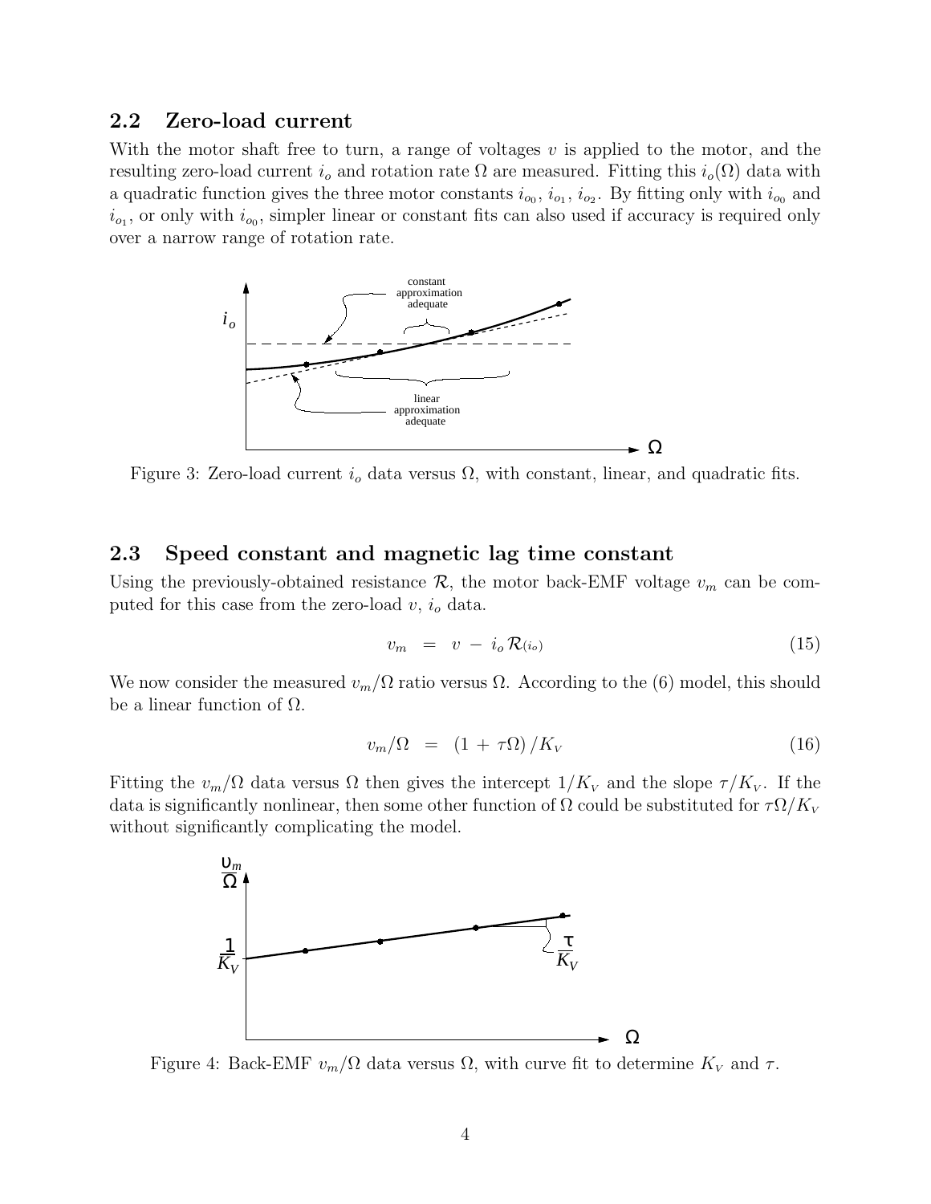### 2.2 Zero-load current

With the motor shaft free to turn, a range of voltages $v$ is applied to the motor, and the resulting zero-load current $i_o$ and rotation rate $\Omega$ are measured. Fitting this $i_o(\Omega)$ data with a quadratic function gives the three motor constants $i_{o_0}$, $i_{o_1}$, $i_{o_2}$. By fitting only with $i_{o_0}$ and $i_{o_1}$, or only with $i_{o_0}$, simpler linear or constant fits can also used if accuracy is required only over a narrow range of rotation rate.

Figure 3: Zero-load current $i_o$ data versus $\Omega$, with constant, linear, and quadratic fits.

### 2.3 Speed constant and magnetic lag time constant

Using the previously-obtained resistance $\mathcal{R}$, the motor back-EMF voltage $v_m$ can be computed for this case from the zero-load $v$, $i_o$ data.

$$v_m \;=\; v \,-\, i_o \, \mathcal{R}(i_o) \tag{15}$$

We now consider the measured $v_m/\Omega$ ratio versus $\Omega$. According to the (6) model, this should be a linear function of $\Omega$.

$$v_m/\Omega \;=\; (1 \,+\, \tau\Omega)\,/K_V \tag{16}$$

Fitting the $v_m/\Omega$ data versus $\Omega$ then gives the intercept $1/K_V$ and the slope $\tau/K_V$. If the data is significantly nonlinear, then some other function of $\Omega$ could be substituted for $\tau\Omega/K_V$ without significantly complicating the model.

Figure 4: Back-EMF $v_m/\Omega$ data versus $\Omega$, with curve fit to determine $K_V$ and $\tau$.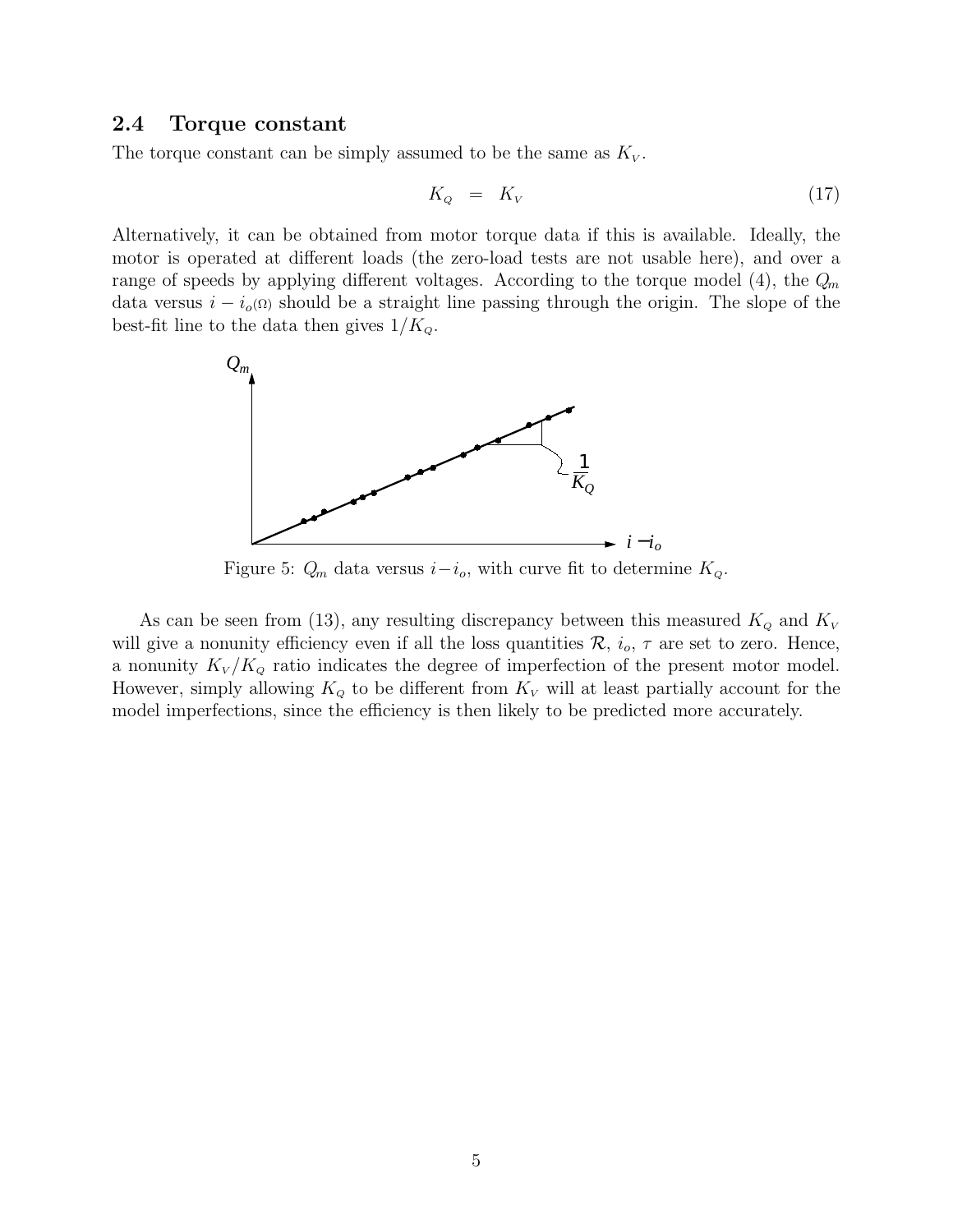## 2.4 Torque constant

The torque constant can be simply assumed to be the same as $K_V$.

$$K_Q \;=\; K_V \tag{17}$$

Alternatively, it can be obtained from motor torque data if this is available. Ideally, the motor is operated at different loads (the zero-load tests are not usable here), and over a range of speeds by applying different voltages. According to the torque model (4), the $Q_m$ data versus $i - i_{o(\Omega)}$ should be a straight line passing through the origin. The slope of the best-fit line to the data then gives $1/K_Q$.

$Q_m$

$\frac{1}{K_Q}$

$i - i_o$

Figure 5: $Q_m$ data versus $i - i_o$, with curve fit to determine $K_Q$.

As can be seen from (13), any resulting discrepancy between this measured $K_Q$ and $K_V$ will give a nonunity efficiency even if all the loss quantities $\mathcal{R}$, $i_o$, $\tau$ are set to zero. Hence, a nonunity $K_V/K_Q$ ratio indicates the degree of imperfection of the present motor model. However, simply allowing $K_Q$ to be different from $K_V$ will at least partially account for the model imperfections, since the efficiency is then likely to be predicted more accurately.